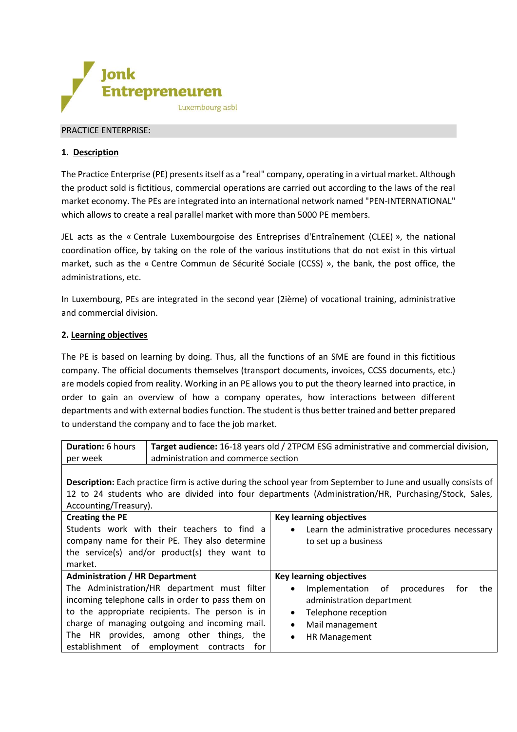Jonk Entrepreneuren Luxembourg asbl

PRACTICE ENTERPRISE:

## 1. Description

The Practice Enterprise (PE) presents itself as a "real" company, operating in a virtual market. Although the product sold is fictitious, commercial operations are carried out according to the laws of the real market economy. The PEs are integrated into an international network named "PEN-INTERNATIONAL" which allows to create a real parallel market with more than 5000 PE members.

JEL acts as the « Centrale Luxembourgoise des Entreprises d'Entraînement (CLEE) », the national coordination office, by taking on the role of the various institutions that do not exist in this virtual market, such as the « Centre Commun de Sécurité Sociale (CCSS) », the bank, the post office, the administrations, etc.

In Luxembourg, PEs are integrated in the second year (2ième) of vocational training, administrative and commercial division.

## 2. Learning objectives

The PE is based on learning by doing. Thus, all the functions of an SME are found in this fictitious company. The official documents themselves (transport documents, invoices, CCSS documents, etc.) are models copied from reality. Working in an PE allows you to put the theory learned into practice, in order to gain an overview of how a company operates, how interactions between different departments and with external bodies function. The student is thus better trained and better prepared to understand the company and to face the job market.

| **Duration:** 6 hours per week | **Target audience:** 16-18 years old / 2TPCM ESG administrative and commercial division, administration and commerce section |
|---|---|
| **Description:** Each practice firm is active during the school year from September to June and usually consists of 12 to 24 students who are divided into four departments (Administration/HR, Purchasing/Stock, Sales, Accounting/Treasury). | |
| **Creating the PE**<br>Students work with their teachers to find a company name for their PE. They also determine the service(s) and/or product(s) they want to market. | **Key learning objectives**<br>• Learn the administrative procedures necessary to set up a business |
| **Administration / HR Department**<br>The Administration/HR department must filter incoming telephone calls in order to pass them on to the appropriate recipients. The person is in charge of managing outgoing and incoming mail. The HR provides, among other things, the establishment of employment contracts for | **Key learning objectives**<br>• Implementation of procedures for the administration department<br>• Telephone reception<br>• Mail management<br>• HR Management |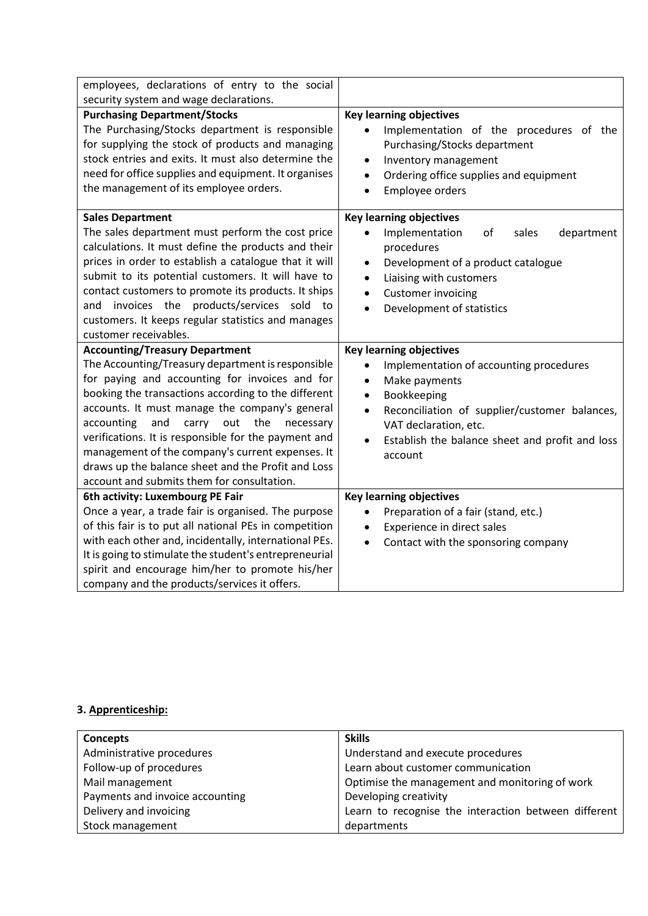| | |
|---|---|
| employees, declarations of entry to the social security system and wage declarations. | |
| **Purchasing Department/Stocks**<br>The Purchasing/Stocks department is responsible for supplying the stock of products and managing stock entries and exits. It must also determine the need for office supplies and equipment. It organises the management of its employee orders. | **Key learning objectives**<br>• Implementation of the procedures of the Purchasing/Stocks department<br>• Inventory management<br>• Ordering office supplies and equipment<br>• Employee orders |
| **Sales Department**<br>The sales department must perform the cost price calculations. It must define the products and their prices in order to establish a catalogue that it will submit to its potential customers. It will have to contact customers to promote its products. It ships and invoices the products/services sold to customers. It keeps regular statistics and manages customer receivables. | **Key learning objectives**<br>• Implementation of sales department procedures<br>• Development of a product catalogue<br>• Liaising with customers<br>• Customer invoicing<br>• Development of statistics |
| **Accounting/Treasury Department**<br>The Accounting/Treasury department is responsible for paying and accounting for invoices and for booking the transactions according to the different accounts. It must manage the company's general accounting and carry out the necessary verifications. It is responsible for the payment and management of the company's current expenses. It draws up the balance sheet and the Profit and Loss account and submits them for consultation. | **Key learning objectives**<br>• Implementation of accounting procedures<br>• Make payments<br>• Bookkeeping<br>• Reconciliation of supplier/customer balances, VAT declaration, etc.<br>• Establish the balance sheet and profit and loss account |
| **6th activity: Luxembourg PE Fair**<br>Once a year, a trade fair is organised. The purpose of this fair is to put all national PEs in competition with each other and, incidentally, international PEs. It is going to stimulate the student's entrepreneurial spirit and encourage him/her to promote his/her company and the products/services it offers. | **Key learning objectives**<br>• Preparation of a fair (stand, etc.)<br>• Experience in direct sales<br>• Contact with the sponsoring company |

### 3. Apprenticeship:

| **Concepts** | **Skills** |
|---|---|
| Administrative procedures | Understand and execute procedures |
| Follow-up of procedures | Learn about customer communication |
| Mail management | Optimise the management and monitoring of work |
| Payments and invoice accounting | Developing creativity |
| Delivery and invoicing | Learn to recognise the interaction between different departments |
| Stock management | |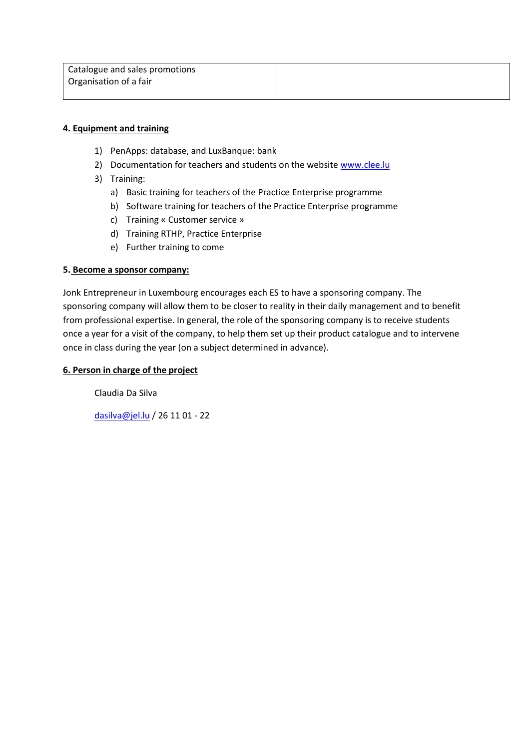| | |
|---|---|
| Catalogue and sales promotions<br>Organisation of a fair | |

**4. Equipment and training**

1) PenApps: database, and LuxBanque: bank
2) Documentation for teachers and students on the website www.clee.lu
3) Training:
   a) Basic training for teachers of the Practice Enterprise programme
   b) Software training for teachers of the Practice Enterprise programme
   c) Training « Customer service »
   d) Training RTHP, Practice Enterprise
   e) Further training to come

**5. Become a sponsor company:**

Jonk Entrepreneur in Luxembourg encourages each ES to have a sponsoring company. The sponsoring company will allow them to be closer to reality in their daily management and to benefit from professional expertise. In general, the role of the sponsoring company is to receive students once a year for a visit of the company, to help them set up their product catalogue and to intervene once in class during the year (on a subject determined in advance).

**6. Person in charge of the project**

Claudia Da Silva

dasilva@jel.lu / 26 11 01 - 22